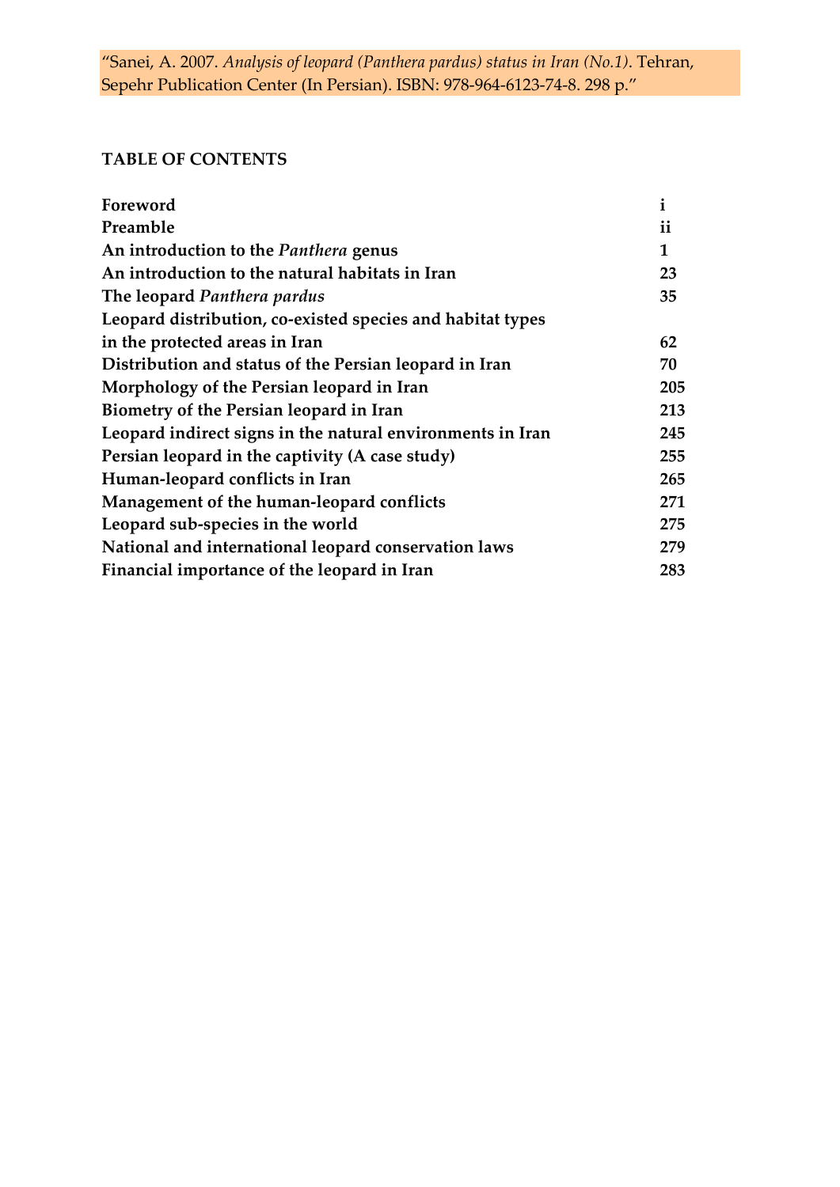"Sanei, A. 2007. *Analysis of leopard (Panthera pardus) status in Iran (No.1)*. Tehran, Sepehr Publication Center (In Persian). ISBN: 978-964-6123-74-8. 298 p."

## TABLE OF CONTENTS

| | |
|---|---|
| **Foreword** | **i** |
| **Preamble** | **ii** |
| **An introduction to the *Panthera* genus** | **1** |
| **An introduction to the natural habitats in Iran** | **23** |
| **The leopard *Panthera pardus*** | **35** |
| **Leopard distribution, co-existed species and habitat types in the protected areas in Iran** | **62** |
| **Distribution and status of the Persian leopard in Iran** | **70** |
| **Morphology of the Persian leopard in Iran** | **205** |
| **Biometry of the Persian leopard in Iran** | **213** |
| **Leopard indirect signs in the natural environments in Iran** | **245** |
| **Persian leopard in the captivity (A case study)** | **255** |
| **Human-leopard conflicts in Iran** | **265** |
| **Management of the human-leopard conflicts** | **271** |
| **Leopard sub-species in the world** | **275** |
| **National and international leopard conservation laws** | **279** |
| **Financial importance of the leopard in Iran** | **283** |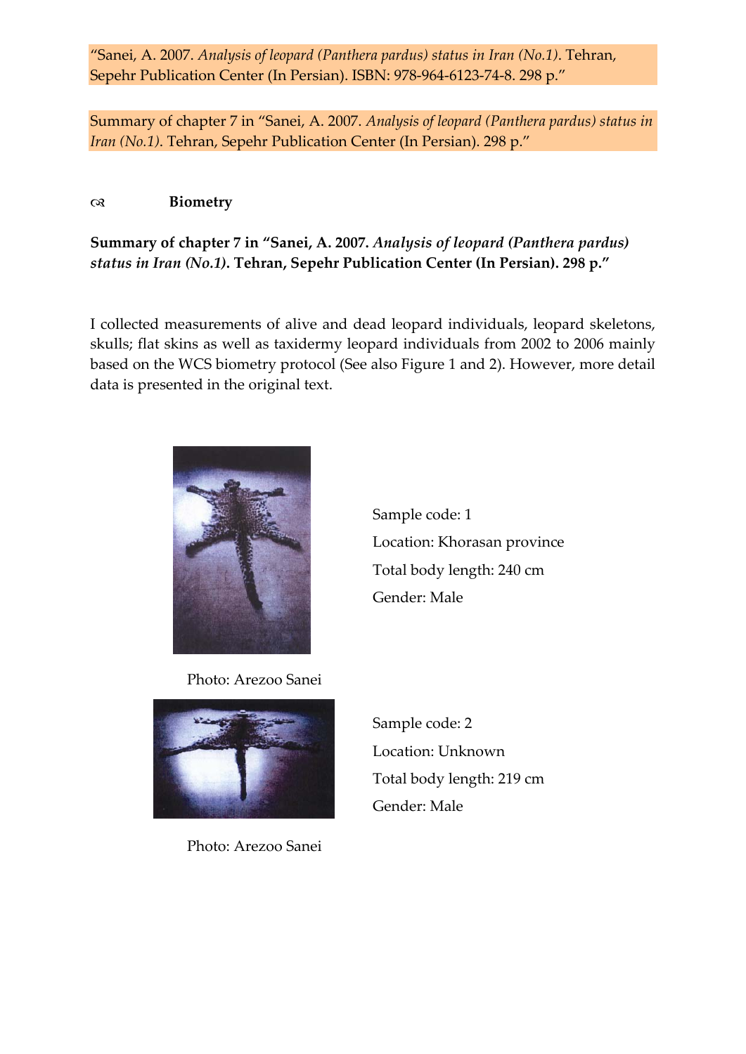"Sanei, A. 2007. *Analysis of leopard (Panthera pardus) status in Iran (No.1)*. Tehran, Sepehr Publication Center (In Persian). ISBN: 978-964-6123-74-8. 298 p."

Summary of chapter 7 in "Sanei, A. 2007. *Analysis of leopard (Panthera pardus) status in Iran (No.1)*. Tehran, Sepehr Publication Center (In Persian). 298 p."

## Biometry

**Summary of chapter 7 in "Sanei, A. 2007. *Analysis of leopard (Panthera pardus) status in Iran (No.1)*. Tehran, Sepehr Publication Center (In Persian). 298 p."**

I collected measurements of alive and dead leopard individuals, leopard skeletons, skulls; flat skins as well as taxidermy leopard individuals from 2002 to 2006 mainly based on the WCS biometry protocol (See also Figure 1 and 2). However, more detail data is presented in the original text.

Sample code: 1
Location: Khorasan province
Total body length: 240 cm
Gender: Male

Photo: Arezoo Sanei

Sample code: 2
Location: Unknown
Total body length: 219 cm
Gender: Male

Photo: Arezoo Sanei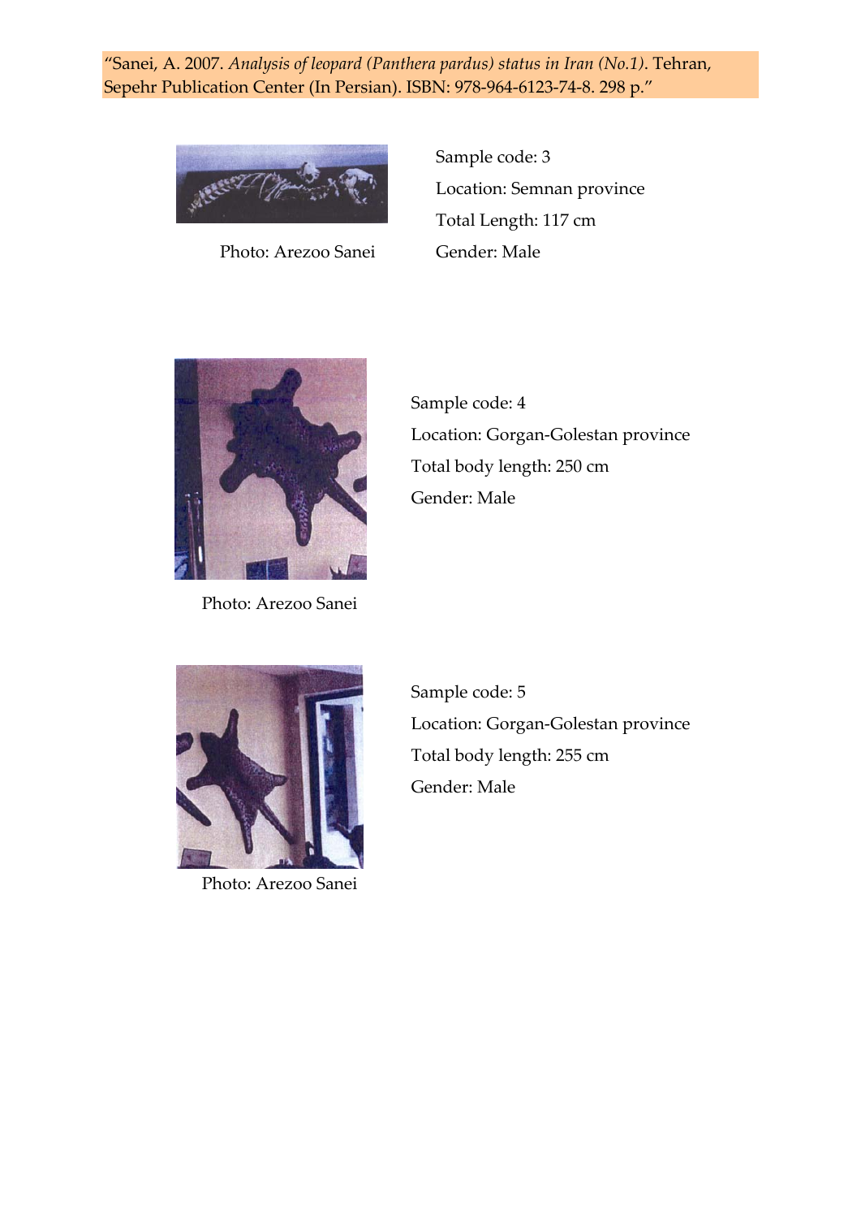"Sanei, A. 2007. *Analysis of leopard (Panthera pardus) status in Iran (No.1)*. Tehran, Sepehr Publication Center (In Persian). ISBN: 978-964-6123-74-8. 298 p."

Photo: Arezoo Sanei

Sample code: 3

Location: Semnan province

Total Length: 117 cm

Gender: Male

Photo: Arezoo Sanei

Sample code: 4

Location: Gorgan-Golestan province

Total body length: 250 cm

Gender: Male

Photo: Arezoo Sanei

Sample code: 5

Location: Gorgan-Golestan province

Total body length: 255 cm

Gender: Male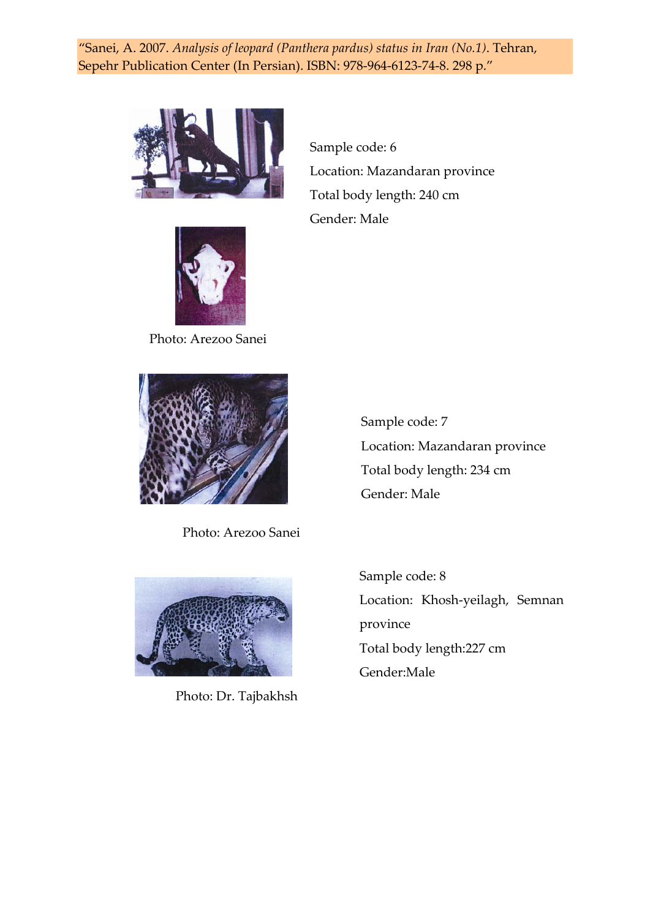"Sanei, A. 2007. *Analysis of leopard (Panthera pardus) status in Iran (No.1)*. Tehran, Sepehr Publication Center (In Persian). ISBN: 978-964-6123-74-8. 298 p."

Sample code: 6

Location: Mazandaran province

Total body length: 240 cm

Gender: Male

Photo: Arezoo Sanei

Sample code: 7

Location: Mazandaran province

Total body length: 234 cm

Gender: Male

Photo: Arezoo Sanei

Sample code: 8

Location: Khosh-yeilagh, Semnan province

Total body length:227 cm

Gender:Male

Photo: Dr. Tajbakhsh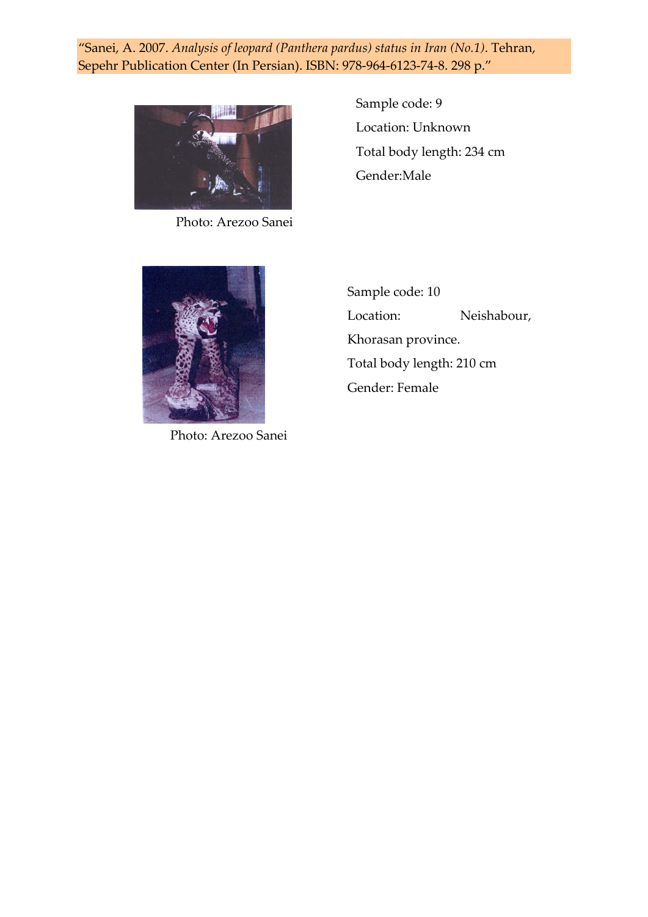"Sanei, A. 2007. *Analysis of leopard (Panthera pardus) status in Iran (No.1)*. Tehran, Sepehr Publication Center (In Persian). ISBN: 978-964-6123-74-8. 298 p."

Photo: Arezoo Sanei

Sample code: 9

Location: Unknown

Total body length: 234 cm

Gender:Male

Photo: Arezoo Sanei

Sample code: 10

Location: Neishabour, Khorasan province.

Total body length: 210 cm

Gender: Female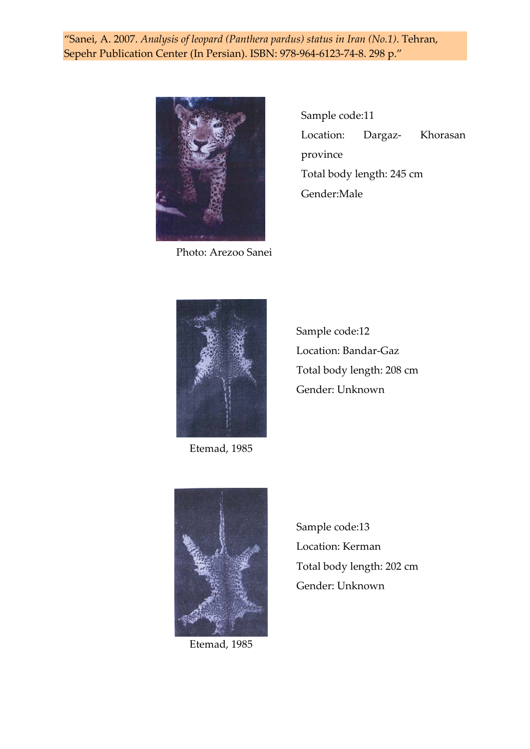"Sanei, A. 2007. *Analysis of leopard (Panthera pardus) status in Iran (No.1).* Tehran, Sepehr Publication Center (In Persian). ISBN: 978-964-6123-74-8. 298 p."

Photo: Arezoo Sanei

Sample code:11
Location: Dargaz- Khorasan province
Total body length: 245 cm
Gender:Male

Etemad, 1985

Sample code:12
Location: Bandar-Gaz
Total body length: 208 cm
Gender: Unknown

Etemad, 1985

Sample code:13
Location: Kerman
Total body length: 202 cm
Gender: Unknown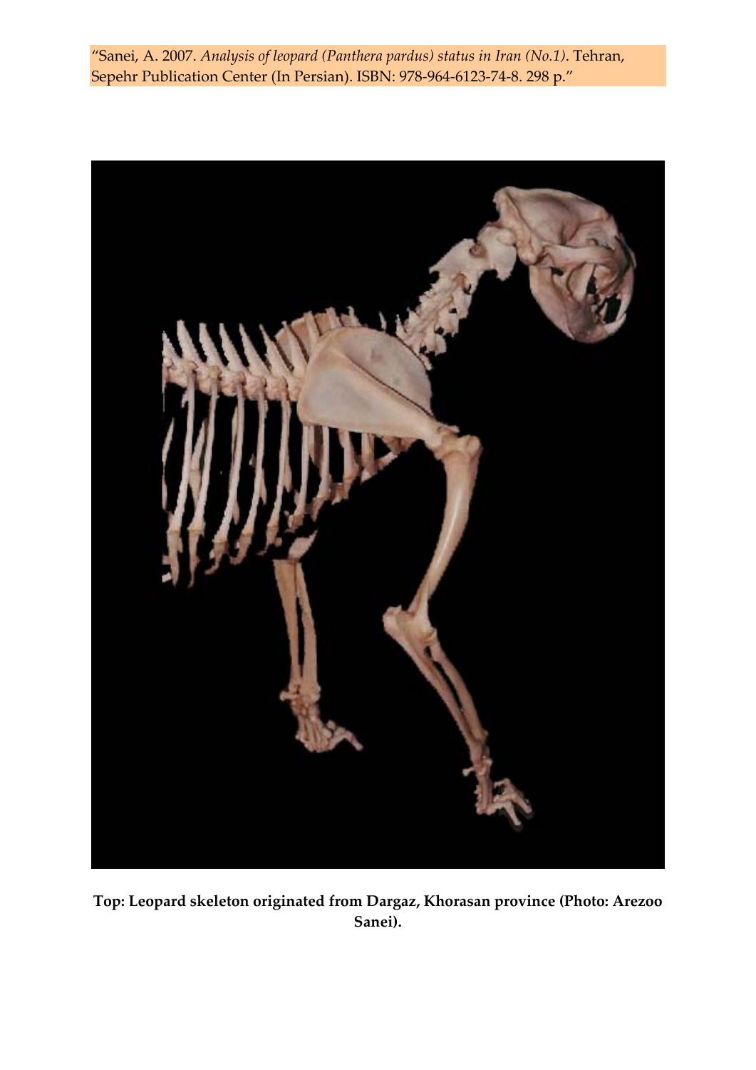"Sanei, A. 2007. *Analysis of leopard (Panthera pardus) status in Iran (No.1).* Tehran, Sepehr Publication Center (In Persian). ISBN: 978-964-6123-74-8. 298 p."

**Top: Leopard skeleton originated from Dargaz, Khorasan province (Photo: Arezoo Sanei).**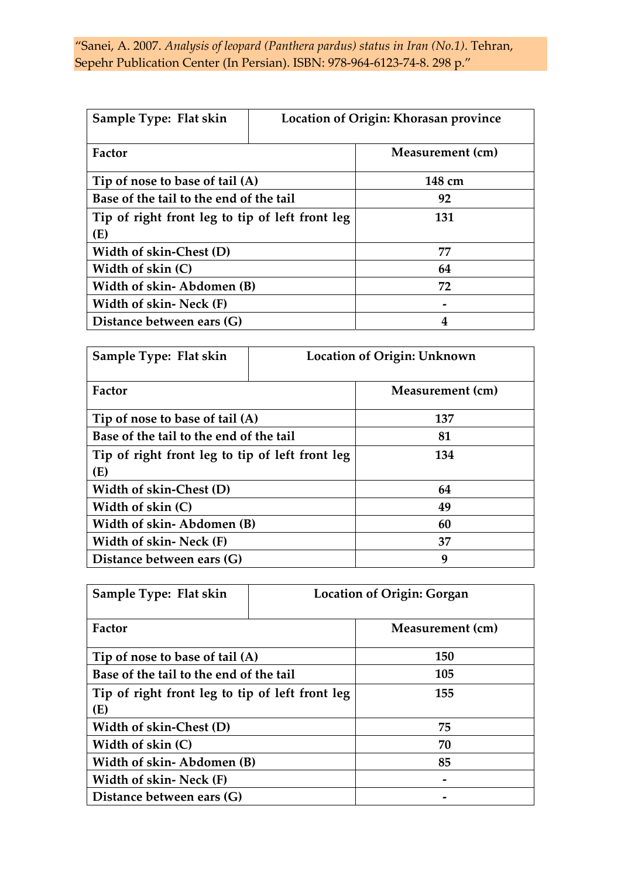"Sanei, A. 2007. *Analysis of leopard (Panthera pardus) status in Iran (No.1)*. Tehran, Sepehr Publication Center (In Persian). ISBN: 978-964-6123-74-8. 298 p."

| **Sample Type: Flat skin** | **Location of Origin: Khorasan province** |
|---|---|
| **Factor** | **Measurement (cm)** |
| **Tip of nose to base of tail (A)** | **148 cm** |
| **Base of the tail to the end of the tail** | **92** |
| **Tip of right front leg to tip of left front leg (E)** | **131** |
| **Width of skin-Chest (D)** | **77** |
| **Width of skin (C)** | **64** |
| **Width of skin- Abdomen (B)** | **72** |
| **Width of skin- Neck (F)** | **-** |
| **Distance between ears (G)** | **4** |

| **Sample Type: Flat skin** | **Location of Origin: Unknown** |
|---|---|
| **Factor** | **Measurement (cm)** |
| **Tip of nose to base of tail (A)** | **137** |
| **Base of the tail to the end of the tail** | **81** |
| **Tip of right front leg to tip of left front leg (E)** | **134** |
| **Width of skin-Chest (D)** | **64** |
| **Width of skin (C)** | **49** |
| **Width of skin- Abdomen (B)** | **60** |
| **Width of skin- Neck (F)** | **37** |
| **Distance between ears (G)** | **9** |

| **Sample Type: Flat skin** | **Location of Origin: Gorgan** |
|---|---|
| **Factor** | **Measurement (cm)** |
| **Tip of nose to base of tail (A)** | **150** |
| **Base of the tail to the end of the tail** | **105** |
| **Tip of right front leg to tip of left front leg (E)** | **155** |
| **Width of skin-Chest (D)** | **75** |
| **Width of skin (C)** | **70** |
| **Width of skin- Abdomen (B)** | **85** |
| **Width of skin- Neck (F)** | **-** |
| **Distance between ears (G)** | **-** |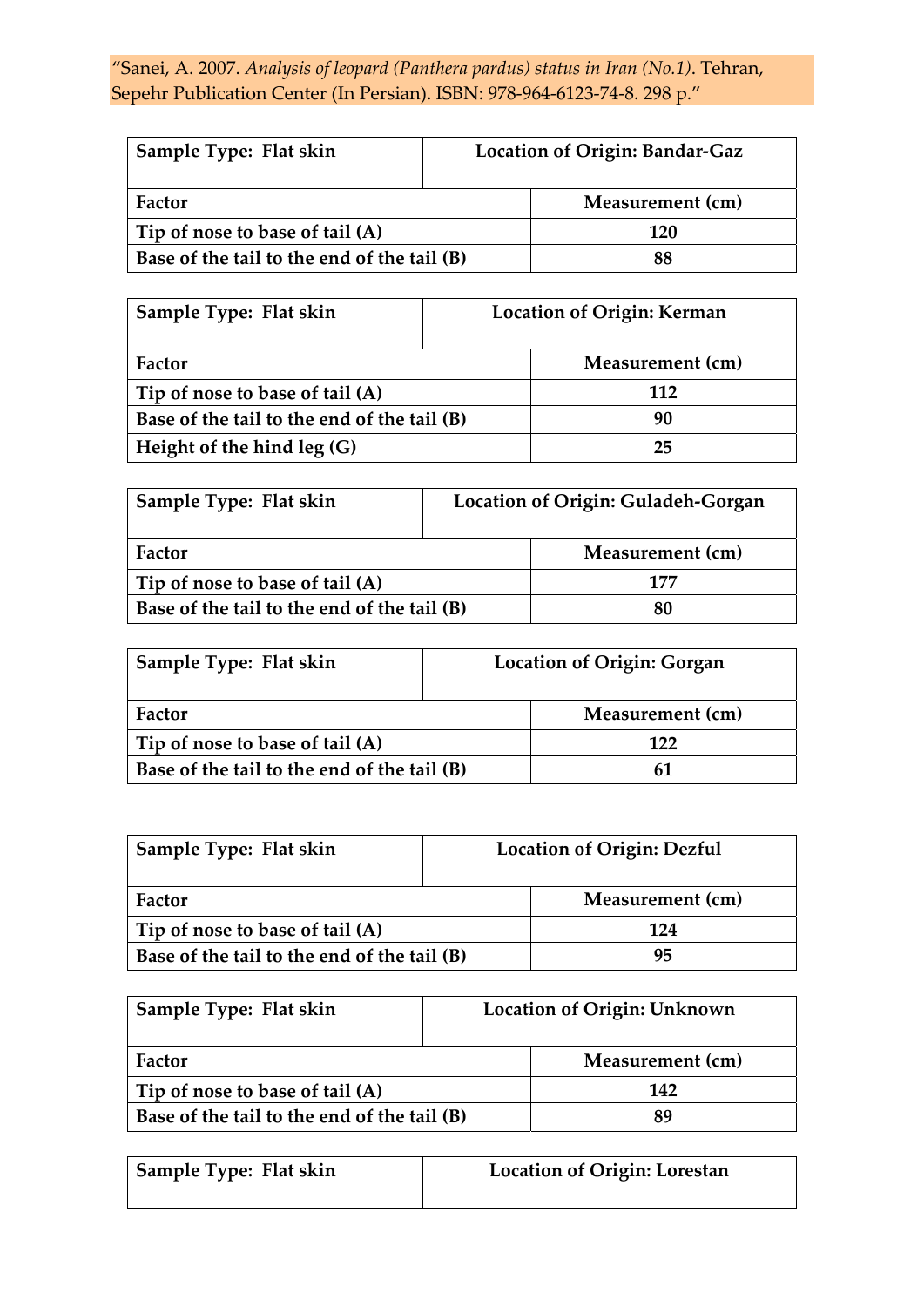"Sanei, A. 2007. *Analysis of leopard (Panthera pardus) status in Iran (No.1).* Tehran, Sepehr Publication Center (In Persian). ISBN: 978-964-6123-74-8. 298 p."

| **Sample Type: Flat skin** | **Location of Origin: Bandar-Gaz** |
|---|---|
| **Factor** | **Measurement (cm)** |
| **Tip of nose to base of tail (A)** | **120** |
| **Base of the tail to the end of the tail (B)** | **88** |

| **Sample Type: Flat skin** | **Location of Origin: Kerman** |
|---|---|
| **Factor** | **Measurement (cm)** |
| **Tip of nose to base of tail (A)** | **112** |
| **Base of the tail to the end of the tail (B)** | **90** |
| **Height of the hind leg (G)** | **25** |

| **Sample Type: Flat skin** | **Location of Origin: Guladeh-Gorgan** |
|---|---|
| **Factor** | **Measurement (cm)** |
| **Tip of nose to base of tail (A)** | **177** |
| **Base of the tail to the end of the tail (B)** | **80** |

| **Sample Type: Flat skin** | **Location of Origin: Gorgan** |
|---|---|
| **Factor** | **Measurement (cm)** |
| **Tip of nose to base of tail (A)** | **122** |
| **Base of the tail to the end of the tail (B)** | **61** |

| **Sample Type: Flat skin** | **Location of Origin: Dezful** |
|---|---|
| **Factor** | **Measurement (cm)** |
| **Tip of nose to base of tail (A)** | **124** |
| **Base of the tail to the end of the tail (B)** | **95** |

| **Sample Type: Flat skin** | **Location of Origin: Unknown** |
|---|---|
| **Factor** | **Measurement (cm)** |
| **Tip of nose to base of tail (A)** | **142** |
| **Base of the tail to the end of the tail (B)** | **89** |

| **Sample Type: Flat skin** | **Location of Origin: Lorestan** |
|---|---|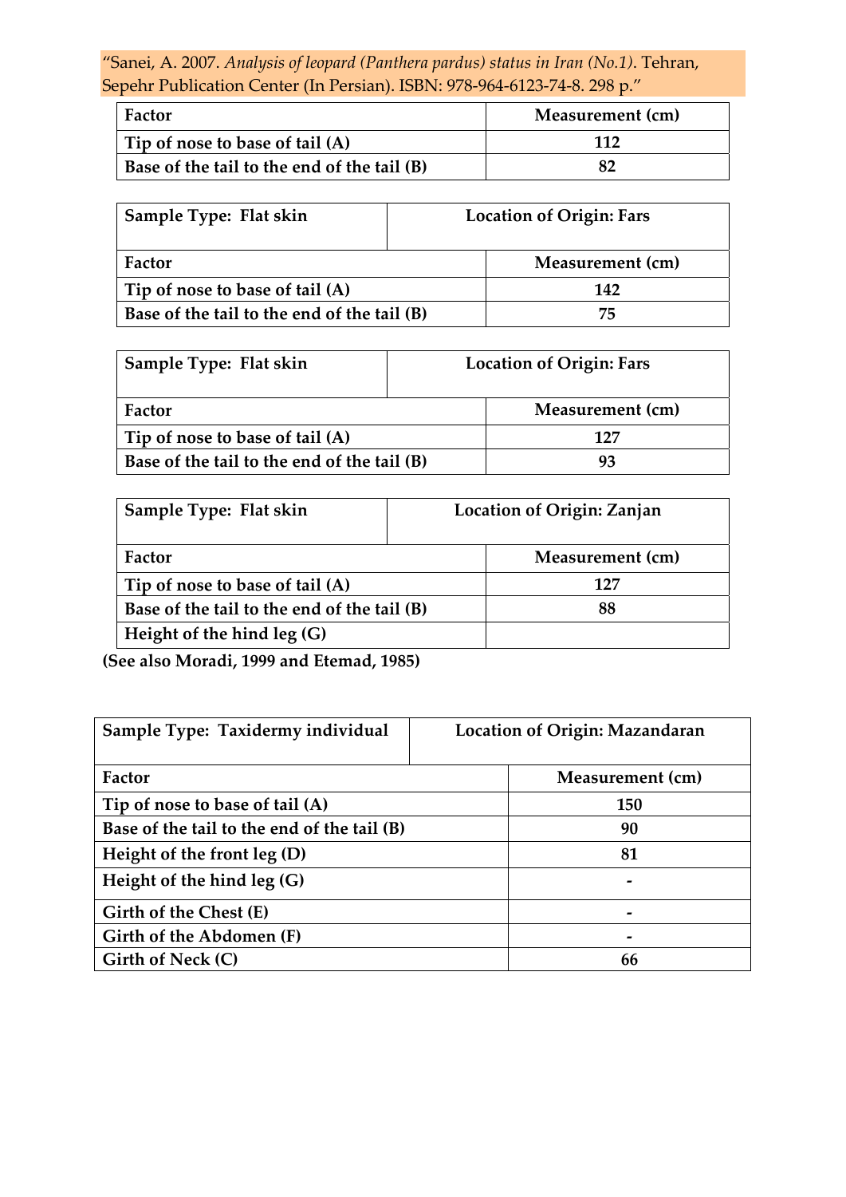"Sanei, A. 2007. *Analysis of leopard (Panthera pardus) status in Iran (No.1).* Tehran, Sepehr Publication Center (In Persian). ISBN: 978-964-6123-74-8. 298 p."

| **Factor** | **Measurement (cm)** |
|---|---|
| **Tip of nose to base of tail (A)** | **112** |
| **Base of the tail to the end of the tail (B)** | **82** |

| **Sample Type: Flat skin** | **Location of Origin: Fars** |
|---|---|
| **Factor** | **Measurement (cm)** |
| **Tip of nose to base of tail (A)** | **142** |
| **Base of the tail to the end of the tail (B)** | **75** |

| **Sample Type: Flat skin** | **Location of Origin: Fars** |
|---|---|
| **Factor** | **Measurement (cm)** |
| **Tip of nose to base of tail (A)** | **127** |
| **Base of the tail to the end of the tail (B)** | **93** |

| **Sample Type: Flat skin** | **Location of Origin: Zanjan** |
|---|---|
| **Factor** | **Measurement (cm)** |
| **Tip of nose to base of tail (A)** | **127** |
| **Base of the tail to the end of the tail (B)** | **88** |
| **Height of the hind leg (G)** | |

**(See also Moradi, 1999 and Etemad, 1985)**

| **Sample Type: Taxidermy individual** | **Location of Origin: Mazandaran** |
|---|---|
| **Factor** | **Measurement (cm)** |
| **Tip of nose to base of tail (A)** | **150** |
| **Base of the tail to the end of the tail (B)** | **90** |
| **Height of the front leg (D)** | **81** |
| **Height of the hind leg (G)** | **-** |
| **Girth of the Chest (E)** | **-** |
| **Girth of the Abdomen (F)** | **-** |
| **Girth of Neck (C)** | **66** |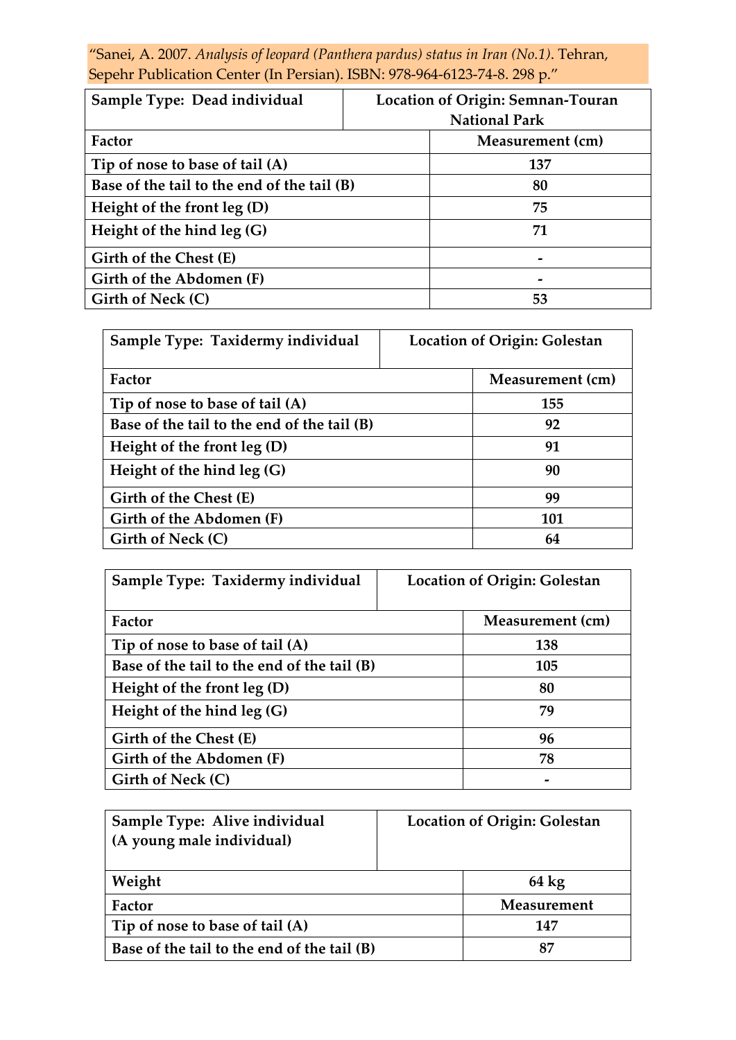"Sanei, A. 2007. *Analysis of leopard (Panthera pardus) status in Iran (No.1)*. Tehran, Sepehr Publication Center (In Persian). ISBN: 978-964-6123-74-8. 298 p."

| **Sample Type: Dead individual** | **Location of Origin: Semnan-Touran National Park** |
|---|---|
| **Factor** | **Measurement (cm)** |
| **Tip of nose to base of tail (A)** | **137** |
| **Base of the tail to the end of the tail (B)** | **80** |
| **Height of the front leg (D)** | **75** |
| **Height of the hind leg (G)** | **71** |
| **Girth of the Chest (E)** | **-** |
| **Girth of the Abdomen (F)** | **-** |
| **Girth of Neck (C)** | **53** |

| **Sample Type: Taxidermy individual** | **Location of Origin: Golestan** |
|---|---|
| **Factor** | **Measurement (cm)** |
| **Tip of nose to base of tail (A)** | **155** |
| **Base of the tail to the end of the tail (B)** | **92** |
| **Height of the front leg (D)** | **91** |
| **Height of the hind leg (G)** | **90** |
| **Girth of the Chest (E)** | **99** |
| **Girth of the Abdomen (F)** | **101** |
| **Girth of Neck (C)** | **64** |

| **Sample Type: Taxidermy individual** | **Location of Origin: Golestan** |
|---|---|
| **Factor** | **Measurement (cm)** |
| **Tip of nose to base of tail (A)** | **138** |
| **Base of the tail to the end of the tail (B)** | **105** |
| **Height of the front leg (D)** | **80** |
| **Height of the hind leg (G)** | **79** |
| **Girth of the Chest (E)** | **96** |
| **Girth of the Abdomen (F)** | **78** |
| **Girth of Neck (C)** | **-** |

| **Sample Type: Alive individual (A young male individual)** | **Location of Origin: Golestan** |
|---|---|
| **Weight** | **64 kg** |
| **Factor** | **Measurement** |
| **Tip of nose to base of tail (A)** | **147** |
| **Base of the tail to the end of the tail (B)** | **87** |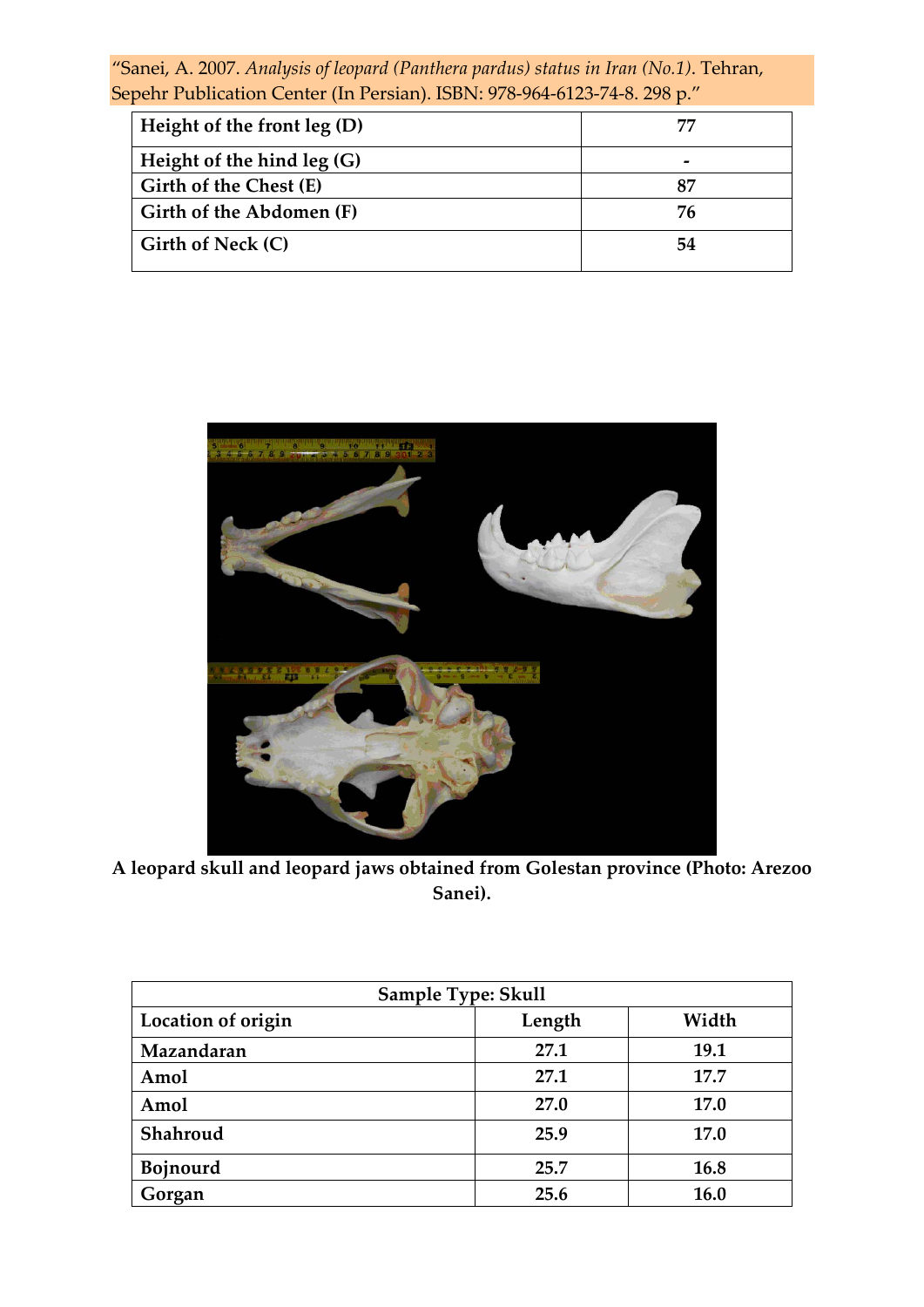"Sanei, A. 2007. *Analysis of leopard (Panthera pardus) status in Iran (No.1)*. Tehran, Sepehr Publication Center (In Persian). ISBN: 978-964-6123-74-8. 298 p."

| Height of the front leg (D) | 77 |
|---|---|
| Height of the hind leg (G) | - |
| Girth of the Chest (E) | 87 |
| Girth of the Abdomen (F) | 76 |
| Girth of Neck (C) | 54 |

**A leopard skull and leopard jaws obtained from Golestan province (Photo: Arezoo Sanei).**

| Sample Type: Skull | | |
|---|---|---|
| **Location of origin** | **Length** | **Width** |
| Mazandaran | 27.1 | 19.1 |
| Amol | 27.1 | 17.7 |
| Amol | 27.0 | 17.0 |
| Shahroud | 25.9 | 17.0 |
| Bojnourd | 25.7 | 16.8 |
| Gorgan | 25.6 | 16.0 |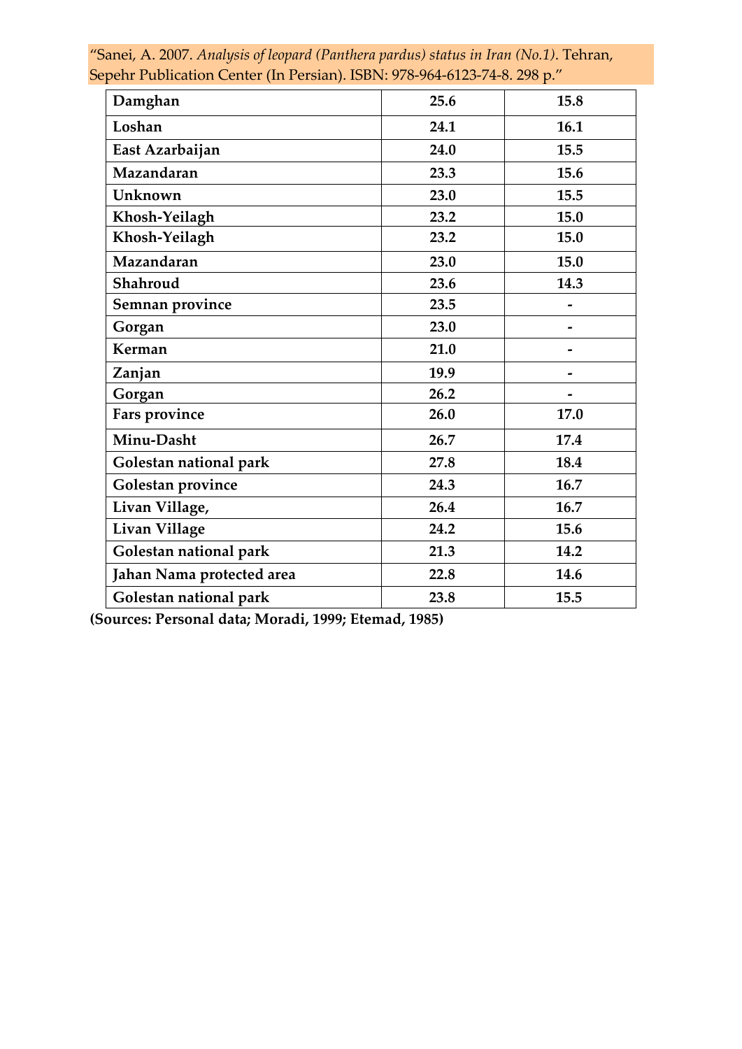"Sanei, A. 2007. *Analysis of leopard (Panthera pardus) status in Iran (No.1)*. Tehran, Sepehr Publication Center (In Persian). ISBN: 978-964-6123-74-8. 298 p."

| | | |
|---|---|---|
| **Damghan** | **25.6** | **15.8** |
| **Loshan** | **24.1** | **16.1** |
| **East Azarbaijan** | **24.0** | **15.5** |
| **Mazandaran** | **23.3** | **15.6** |
| **Unknown** | **23.0** | **15.5** |
| **Khosh-Yeilagh** | **23.2** | **15.0** |
| **Khosh-Yeilagh** | **23.2** | **15.0** |
| **Mazandaran** | **23.0** | **15.0** |
| **Shahroud** | **23.6** | **14.3** |
| **Semnan province** | **23.5** | **-** |
| **Gorgan** | **23.0** | **-** |
| **Kerman** | **21.0** | **-** |
| **Zanjan** | **19.9** | **-** |
| **Gorgan** | **26.2** | **-** |
| **Fars province** | **26.0** | **17.0** |
| **Minu-Dasht** | **26.7** | **17.4** |
| **Golestan national park** | **27.8** | **18.4** |
| **Golestan province** | **24.3** | **16.7** |
| **Livan Village,** | **26.4** | **16.7** |
| **Livan Village** | **24.2** | **15.6** |
| **Golestan national park** | **21.3** | **14.2** |
| **Jahan Nama protected area** | **22.8** | **14.6** |
| **Golestan national park** | **23.8** | **15.5** |

**(Sources: Personal data; Moradi, 1999; Etemad, 1985)**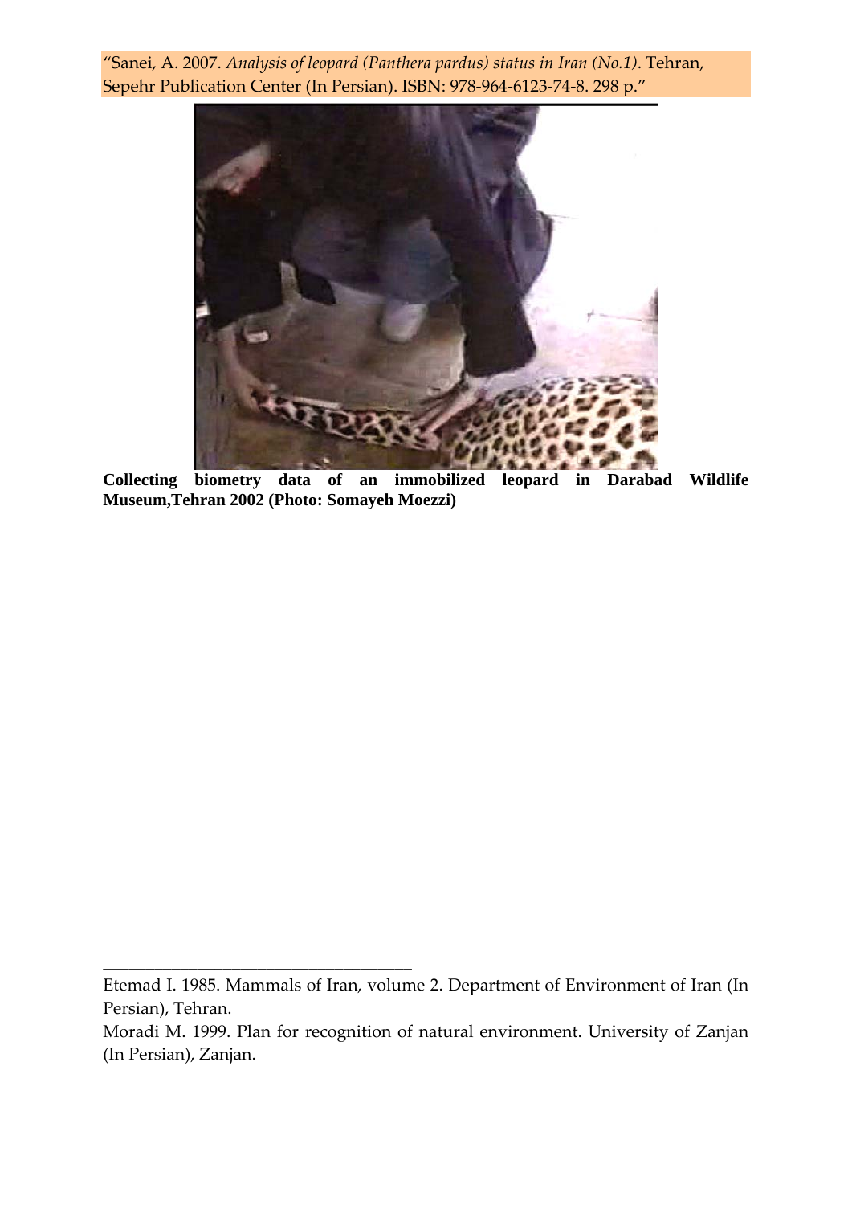"Sanei, A. 2007. *Analysis of leopard (Panthera pardus) status in Iran (No.1)*. Tehran, Sepehr Publication Center (In Persian). ISBN: 978-964-6123-74-8. 298 p."

**Collecting biometry data of an immobilized leopard in Darabad Wildlife Museum,Tehran 2002 (Photo: Somayeh Moezzi)**

---

Etemad I. 1985. Mammals of Iran, volume 2. Department of Environment of Iran (In Persian), Tehran.

Moradi M. 1999. Plan for recognition of natural environment. University of Zanjan (In Persian), Zanjan.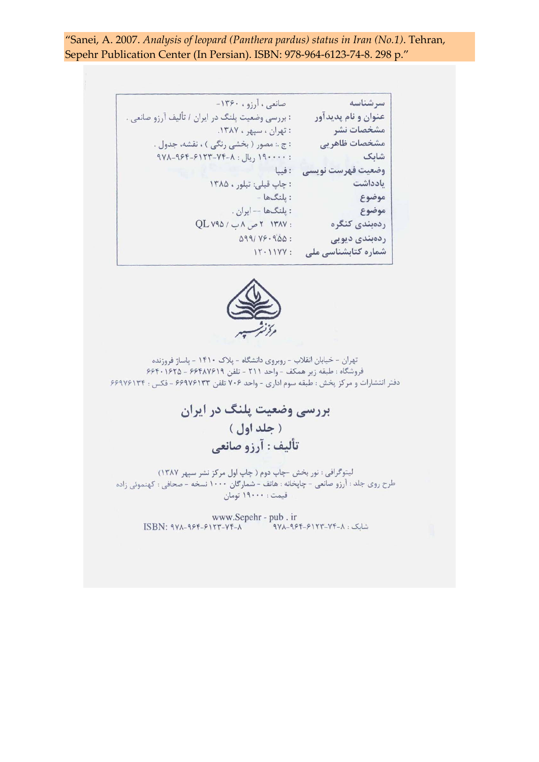"Sanei, A. 2007. *Analysis of leopard (Panthera pardus) status in Iran (No.1)*. Tehran, Sepehr Publication Center (In Persian). ISBN: 978-964-6123-74-8. 298 p."

| | |
|---|---|
| سرشناسه | صانعی ، آرزو ، ۱۳۶۰- |
| عنوان و نام پدیدآور | : بررسی وضعیت پلنگ در ایران / تألیف آرزو صانعی . |
| مشخصات نشر | : تهران ، سپهر ، ۱۳۸۷. |
| مشخصات ظاهری | : ج .: مصور ( بخشی رنگی ) ، نقشه، جدول . |
| شابک | : ۱۹۰۰۰۰ ریال : ۸-۷۴-۶۱۲۳-۹۶۴-۹۷۸ |
| وضعیت فهرست نویسی | : فیپا |
| یادداشت | : چاپ قبلی: تبلور ، ۱۳۸۵ |
| موضوع | : پلنگها - |
| موضوع | : پلنگها -- ایران . |
| ردهبندی کنگره | : ۱۳۸۷ ۲ ص ۸ ب / QL ۷۹۵ |
| ردهبندی دیویی | : ۵۹۹/ ۷۶۰۹۵۵ |
| شماره کتابشناسی ملی | : ۱۲۰۱۱۷۷ |

مرکز نشر سپهر

تهران - خیابان انقلاب - روبروی دانشگاه - پلاک ۱۴۱۰ - پاساژ فروزنده
فروشگاه : طبقه زیر همکف - واحد ۲۱۱ - تلفن ۶۶۴۸۷۶۱۹ - ۶۶۴۰۱۶۲۵
دفتر انتشارات و مرکز پخش : طبقه سوم اداری - واحد ۷۰۶ تلفن ۶۶۹۷۶۱۳۳ - فکس : ۶۶۹۷۶۱۳۴

## بررسی وضعیت پلنگ در ایران
## ( جلد اول )
## تألیف : آرزو صانعی

لیتوگرافی : نور بخش -چاپ دوم ( چاپ اول مرکز نشر سپهر ۱۳۸۷)
طرح روی جلد : آرزو صانعی - چاپخانه : هاتف - شمارگان ۱۰۰۰ نسخه - صحافی : کهنموئی زاده
قیمت : ۱۹۰۰۰ تومان

www.Sepehr - pub . ir
ISBN: ۹۷۸-۹۶۴-۶۱۲۳-۷۴-۸ شابک : ۸-۷۴-۶۱۲۳-۹۶۴-۹۷۸